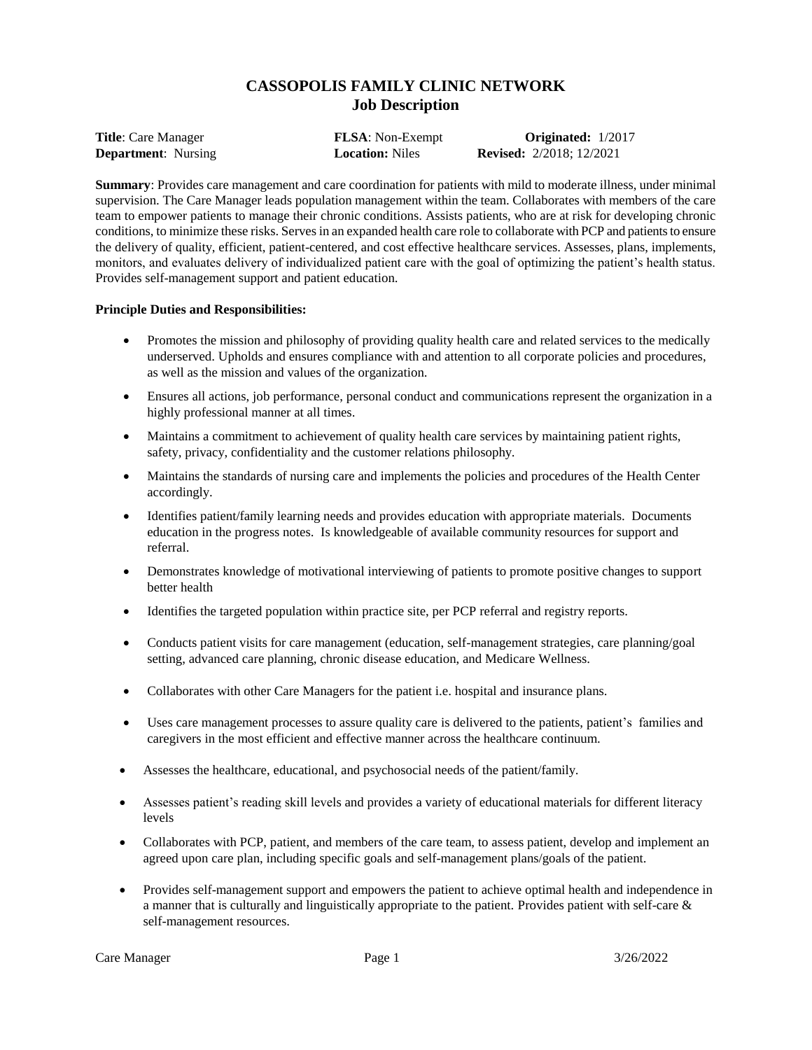# CASSOPOLIS FAMILY CLINIC NETWORK
## Job Description

| **Title**: Care Manager | **FLSA**: Non-Exempt | **Originated:** 1/2017 |
|---|---|---|
| **Department**: Nursing | **Location:** Niles | **Revised:** 2/2018; 12/2021 |

**Summary**: Provides care management and care coordination for patients with mild to moderate illness, under minimal supervision. The Care Manager leads population management within the team. Collaborates with members of the care team to empower patients to manage their chronic conditions. Assists patients, who are at risk for developing chronic conditions, to minimize these risks. Serves in an expanded health care role to collaborate with PCP and patients to ensure the delivery of quality, efficient, patient-centered, and cost effective healthcare services. Assesses, plans, implements, monitors, and evaluates delivery of individualized patient care with the goal of optimizing the patient's health status. Provides self-management support and patient education.

**Principle Duties and Responsibilities:**

- Promotes the mission and philosophy of providing quality health care and related services to the medically underserved. Upholds and ensures compliance with and attention to all corporate policies and procedures, as well as the mission and values of the organization.
- Ensures all actions, job performance, personal conduct and communications represent the organization in a highly professional manner at all times.
- Maintains a commitment to achievement of quality health care services by maintaining patient rights, safety, privacy, confidentiality and the customer relations philosophy.
- Maintains the standards of nursing care and implements the policies and procedures of the Health Center accordingly.
- Identifies patient/family learning needs and provides education with appropriate materials. Documents education in the progress notes. Is knowledgeable of available community resources for support and referral.
- Demonstrates knowledge of motivational interviewing of patients to promote positive changes to support better health
- Identifies the targeted population within practice site, per PCP referral and registry reports.
- Conducts patient visits for care management (education, self-management strategies, care planning/goal setting, advanced care planning, chronic disease education, and Medicare Wellness.
- Collaborates with other Care Managers for the patient i.e. hospital and insurance plans.
- Uses care management processes to assure quality care is delivered to the patients, patient's families and caregivers in the most efficient and effective manner across the healthcare continuum.
- Assesses the healthcare, educational, and psychosocial needs of the patient/family.
- Assesses patient's reading skill levels and provides a variety of educational materials for different literacy levels
- Collaborates with PCP, patient, and members of the care team, to assess patient, develop and implement an agreed upon care plan, including specific goals and self-management plans/goals of the patient.
- Provides self-management support and empowers the patient to achieve optimal health and independence in a manner that is culturally and linguistically appropriate to the patient. Provides patient with self-care & self-management resources.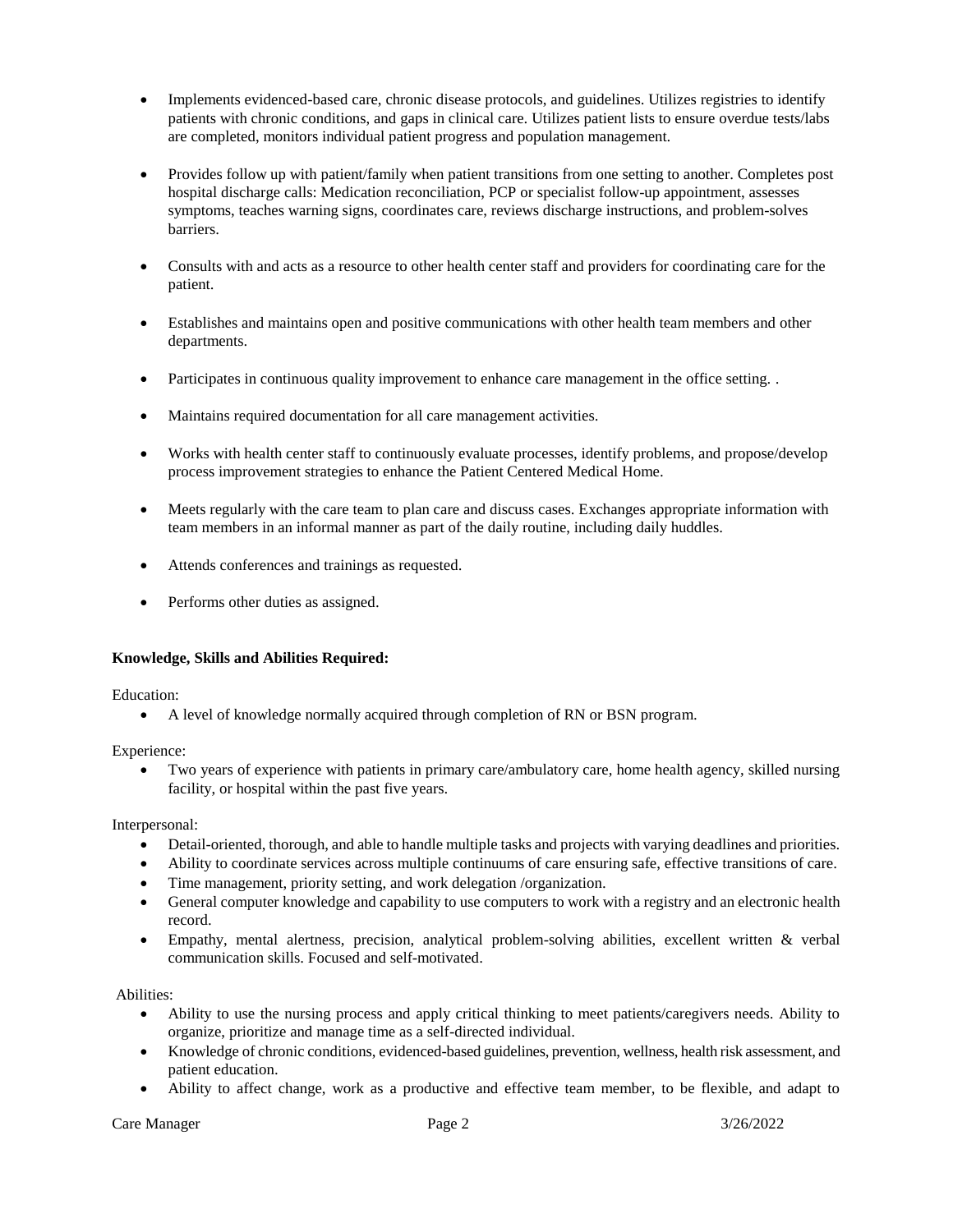- Implements evidenced-based care, chronic disease protocols, and guidelines. Utilizes registries to identify patients with chronic conditions, and gaps in clinical care. Utilizes patient lists to ensure overdue tests/labs are completed, monitors individual patient progress and population management.

- Provides follow up with patient/family when patient transitions from one setting to another. Completes post hospital discharge calls: Medication reconciliation, PCP or specialist follow-up appointment, assesses symptoms, teaches warning signs, coordinates care, reviews discharge instructions, and problem-solves barriers.

- Consults with and acts as a resource to other health center staff and providers for coordinating care for the patient.

- Establishes and maintains open and positive communications with other health team members and other departments.

- Participates in continuous quality improvement to enhance care management in the office setting. .

- Maintains required documentation for all care management activities.

- Works with health center staff to continuously evaluate processes, identify problems, and propose/develop process improvement strategies to enhance the Patient Centered Medical Home.

- Meets regularly with the care team to plan care and discuss cases. Exchanges appropriate information with team members in an informal manner as part of the daily routine, including daily huddles.

- Attends conferences and trainings as requested.

- Performs other duties as assigned.

**Knowledge, Skills and Abilities Required:**

Education:

- A level of knowledge normally acquired through completion of RN or BSN program.

Experience:

- Two years of experience with patients in primary care/ambulatory care, home health agency, skilled nursing facility, or hospital within the past five years.

Interpersonal:

- Detail-oriented, thorough, and able to handle multiple tasks and projects with varying deadlines and priorities.
- Ability to coordinate services across multiple continuums of care ensuring safe, effective transitions of care.
- Time management, priority setting, and work delegation /organization.
- General computer knowledge and capability to use computers to work with a registry and an electronic health record.
- Empathy, mental alertness, precision, analytical problem-solving abilities, excellent written & verbal communication skills. Focused and self-motivated.

Abilities:

- Ability to use the nursing process and apply critical thinking to meet patients/caregivers needs. Ability to organize, prioritize and manage time as a self-directed individual.
- Knowledge of chronic conditions, evidenced-based guidelines, prevention, wellness, health risk assessment, and patient education.
- Ability to affect change, work as a productive and effective team member, to be flexible, and adapt to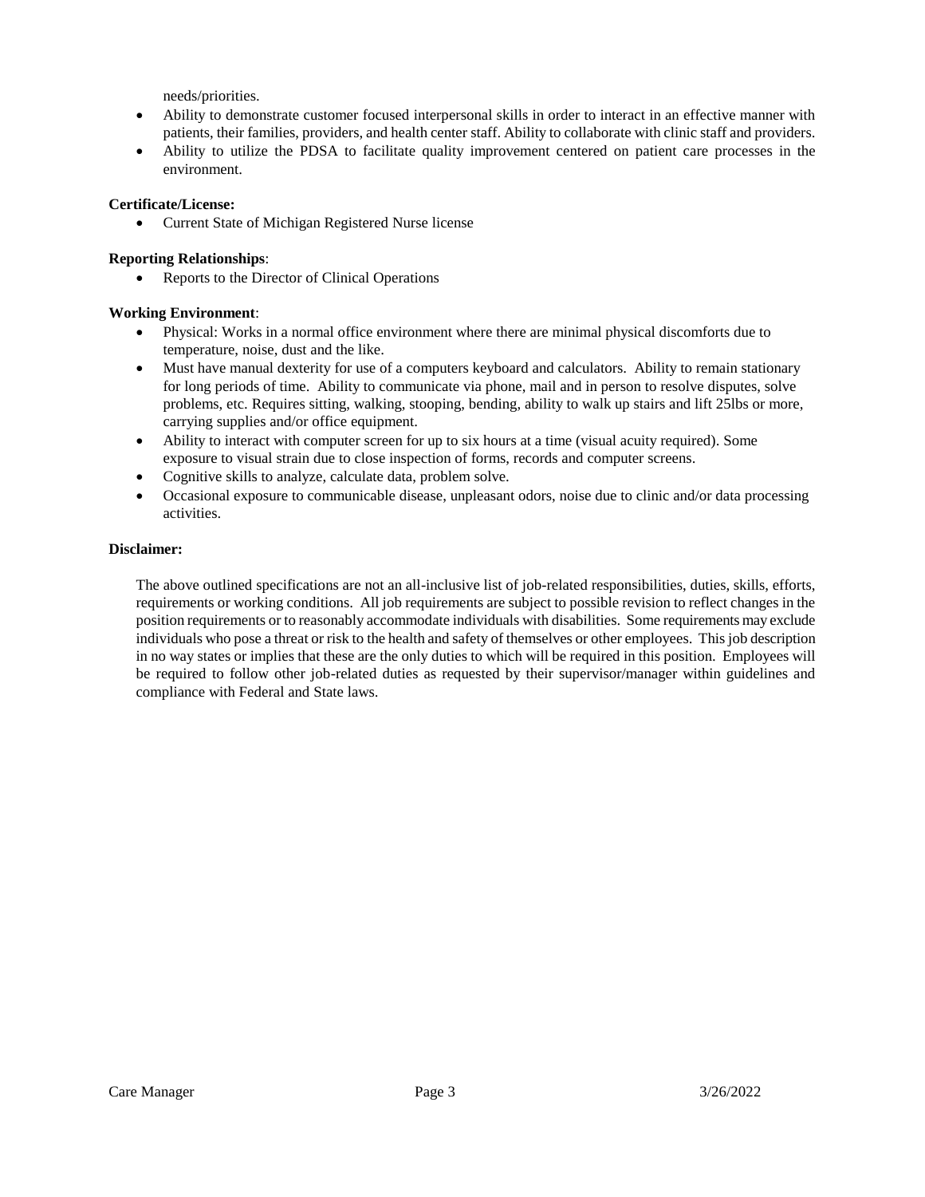needs/priorities.

- Ability to demonstrate customer focused interpersonal skills in order to interact in an effective manner with patients, their families, providers, and health center staff. Ability to collaborate with clinic staff and providers.
- Ability to utilize the PDSA to facilitate quality improvement centered on patient care processes in the environment.

**Certificate/License:**

- Current State of Michigan Registered Nurse license

**Reporting Relationships**:

- Reports to the Director of Clinical Operations

**Working Environment**:

- Physical: Works in a normal office environment where there are minimal physical discomforts due to temperature, noise, dust and the like.
- Must have manual dexterity for use of a computers keyboard and calculators. Ability to remain stationary for long periods of time. Ability to communicate via phone, mail and in person to resolve disputes, solve problems, etc. Requires sitting, walking, stooping, bending, ability to walk up stairs and lift 25lbs or more, carrying supplies and/or office equipment.
- Ability to interact with computer screen for up to six hours at a time (visual acuity required). Some exposure to visual strain due to close inspection of forms, records and computer screens.
- Cognitive skills to analyze, calculate data, problem solve.
- Occasional exposure to communicable disease, unpleasant odors, noise due to clinic and/or data processing activities.

**Disclaimer:**

The above outlined specifications are not an all-inclusive list of job-related responsibilities, duties, skills, efforts, requirements or working conditions. All job requirements are subject to possible revision to reflect changes in the position requirements or to reasonably accommodate individuals with disabilities. Some requirements may exclude individuals who pose a threat or risk to the health and safety of themselves or other employees. This job description in no way states or implies that these are the only duties to which will be required in this position. Employees will be required to follow other job-related duties as requested by their supervisor/manager within guidelines and compliance with Federal and State laws.